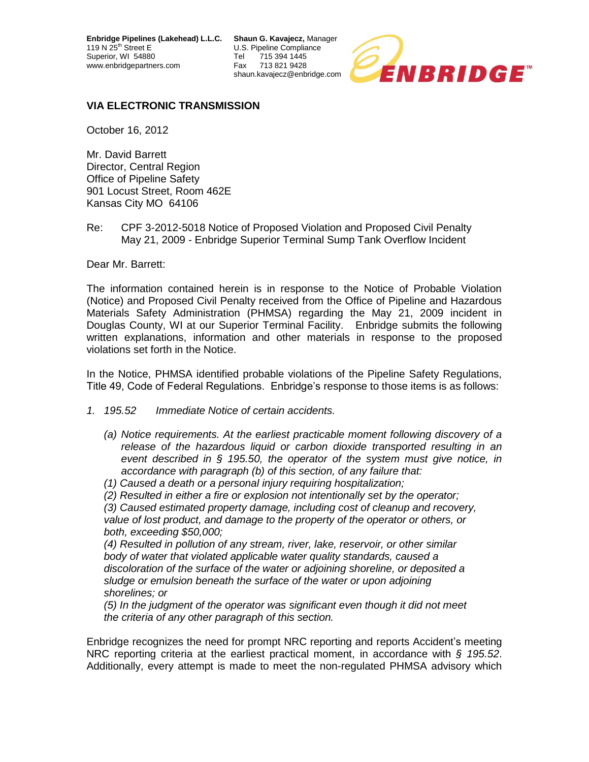**Enbridge Pipelines (Lakehead) L.L.C.**
119 N 25th Street E
Superior, WI 54880
www.enbridgepartners.com

**Shaun G. Kavajecz,** Manager
U.S. Pipeline Compliance
Tel 715 394 1445
Fax 713 821 9428
shaun.kavajecz@enbridge.com

ENBRIDGE™

**VIA ELECTRONIC TRANSMISSION**

October 16, 2012

Mr. David Barrett
Director, Central Region
Office of Pipeline Safety
901 Locust Street, Room 462E
Kansas City MO 64106

Re: CPF 3-2012-5018 Notice of Proposed Violation and Proposed Civil Penalty
May 21, 2009 - Enbridge Superior Terminal Sump Tank Overflow Incident

Dear Mr. Barrett:

The information contained herein is in response to the Notice of Probable Violation (Notice) and Proposed Civil Penalty received from the Office of Pipeline and Hazardous Materials Safety Administration (PHMSA) regarding the May 21, 2009 incident in Douglas County, WI at our Superior Terminal Facility. Enbridge submits the following written explanations, information and other materials in response to the proposed violations set forth in the Notice.

In the Notice, PHMSA identified probable violations of the Pipeline Safety Regulations, Title 49, Code of Federal Regulations. Enbridge's response to those items is as follows:

*1. 195.52 Immediate Notice of certain accidents.*

*(a) Notice requirements. At the earliest practicable moment following discovery of a release of the hazardous liquid or carbon dioxide transported resulting in an event described in § 195.50, the operator of the system must give notice, in accordance with paragraph (b) of this section, of any failure that:*

*(1) Caused a death or a personal injury requiring hospitalization;*

*(2) Resulted in either a fire or explosion not intentionally set by the operator;*

*(3) Caused estimated property damage, including cost of cleanup and recovery, value of lost product, and damage to the property of the operator or others, or both, exceeding $50,000;*

*(4) Resulted in pollution of any stream, river, lake, reservoir, or other similar body of water that violated applicable water quality standards, caused a discoloration of the surface of the water or adjoining shoreline, or deposited a sludge or emulsion beneath the surface of the water or upon adjoining shorelines; or*

*(5) In the judgment of the operator was significant even though it did not meet the criteria of any other paragraph of this section.*

Enbridge recognizes the need for prompt NRC reporting and reports Accident's meeting NRC reporting criteria at the earliest practical moment, in accordance with *§ 195.52*. Additionally, every attempt is made to meet the non-regulated PHMSA advisory which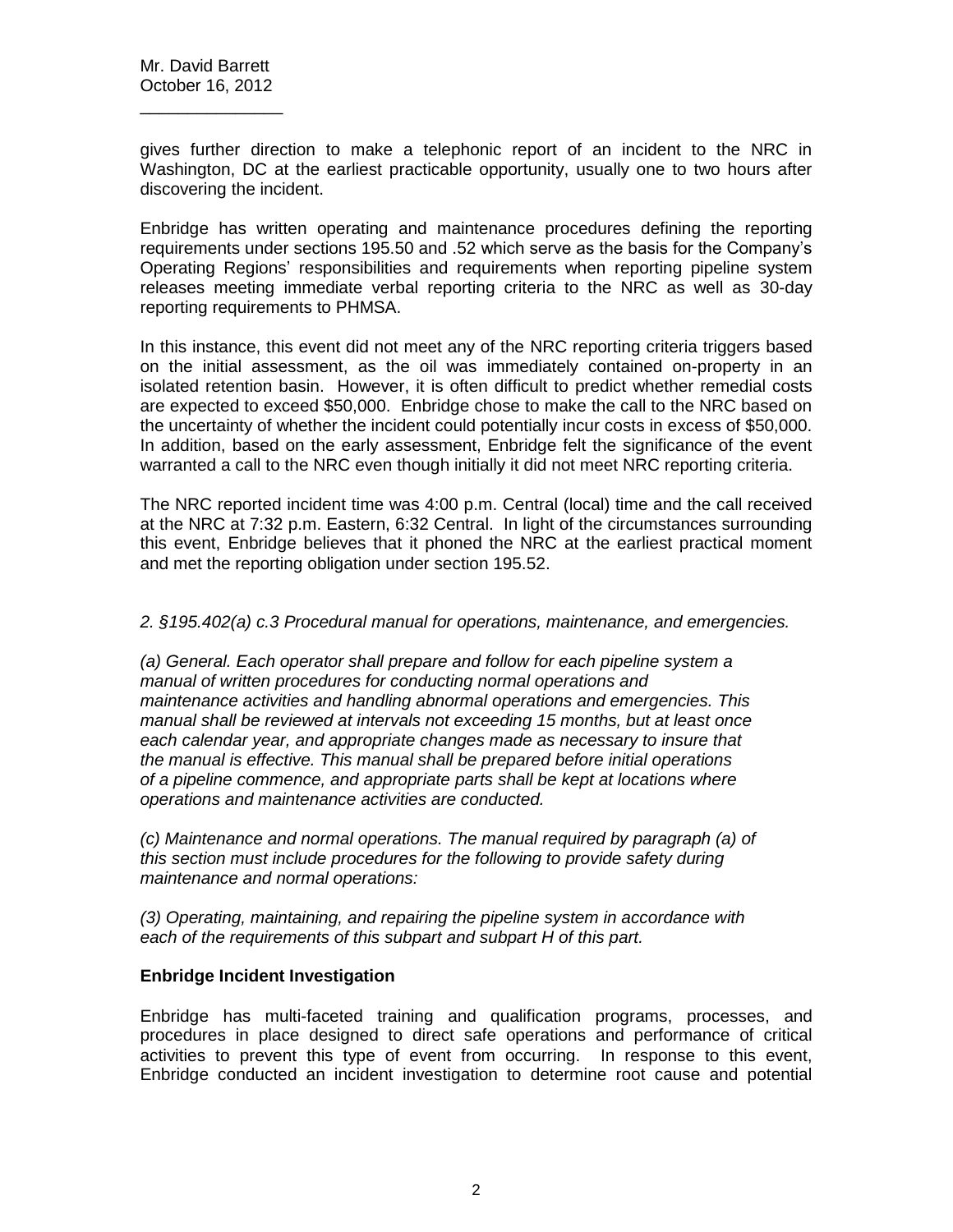gives further direction to make a telephonic report of an incident to the NRC in Washington, DC at the earliest practicable opportunity, usually one to two hours after discovering the incident.

Enbridge has written operating and maintenance procedures defining the reporting requirements under sections 195.50 and .52 which serve as the basis for the Company's Operating Regions' responsibilities and requirements when reporting pipeline system releases meeting immediate verbal reporting criteria to the NRC as well as 30-day reporting requirements to PHMSA.

In this instance, this event did not meet any of the NRC reporting criteria triggers based on the initial assessment, as the oil was immediately contained on-property in an isolated retention basin. However, it is often difficult to predict whether remedial costs are expected to exceed $50,000. Enbridge chose to make the call to the NRC based on the uncertainty of whether the incident could potentially incur costs in excess of $50,000. In addition, based on the early assessment, Enbridge felt the significance of the event warranted a call to the NRC even though initially it did not meet NRC reporting criteria.

The NRC reported incident time was 4:00 p.m. Central (local) time and the call received at the NRC at 7:32 p.m. Eastern, 6:32 Central. In light of the circumstances surrounding this event, Enbridge believes that it phoned the NRC at the earliest practical moment and met the reporting obligation under section 195.52.

*2. §195.402(a) c.3 Procedural manual for operations, maintenance, and emergencies.*

*(a) General. Each operator shall prepare and follow for each pipeline system a manual of written procedures for conducting normal operations and maintenance activities and handling abnormal operations and emergencies. This manual shall be reviewed at intervals not exceeding 15 months, but at least once each calendar year, and appropriate changes made as necessary to insure that the manual is effective. This manual shall be prepared before initial operations of a pipeline commence, and appropriate parts shall be kept at locations where operations and maintenance activities are conducted.*

*(c) Maintenance and normal operations. The manual required by paragraph (a) of this section must include procedures for the following to provide safety during maintenance and normal operations:*

*(3) Operating, maintaining, and repairing the pipeline system in accordance with each of the requirements of this subpart and subpart H of this part.*

**Enbridge Incident Investigation**

Enbridge has multi-faceted training and qualification programs, processes, and procedures in place designed to direct safe operations and performance of critical activities to prevent this type of event from occurring. In response to this event, Enbridge conducted an incident investigation to determine root cause and potential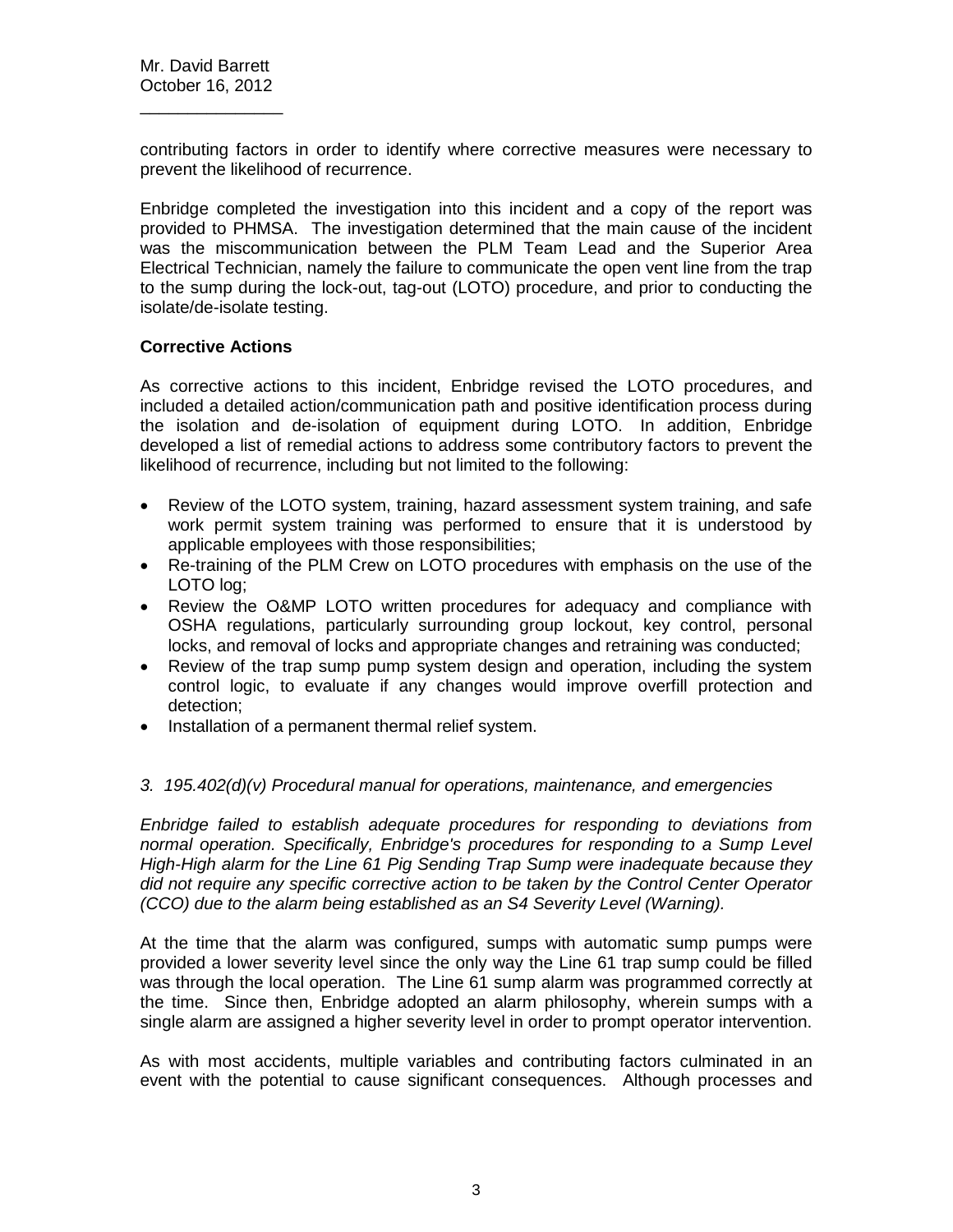contributing factors in order to identify where corrective measures were necessary to prevent the likelihood of recurrence.

Enbridge completed the investigation into this incident and a copy of the report was provided to PHMSA. The investigation determined that the main cause of the incident was the miscommunication between the PLM Team Lead and the Superior Area Electrical Technician, namely the failure to communicate the open vent line from the trap to the sump during the lock-out, tag-out (LOTO) procedure, and prior to conducting the isolate/de-isolate testing.

**Corrective Actions**

As corrective actions to this incident, Enbridge revised the LOTO procedures, and included a detailed action/communication path and positive identification process during the isolation and de-isolation of equipment during LOTO. In addition, Enbridge developed a list of remedial actions to address some contributory factors to prevent the likelihood of recurrence, including but not limited to the following:

- Review of the LOTO system, training, hazard assessment system training, and safe work permit system training was performed to ensure that it is understood by applicable employees with those responsibilities;
- Re-training of the PLM Crew on LOTO procedures with emphasis on the use of the LOTO log;
- Review the O&MP LOTO written procedures for adequacy and compliance with OSHA regulations, particularly surrounding group lockout, key control, personal locks, and removal of locks and appropriate changes and retraining was conducted;
- Review of the trap sump pump system design and operation, including the system control logic, to evaluate if any changes would improve overfill protection and detection;
- Installation of a permanent thermal relief system.

*3. 195.402(d)(v) Procedural manual for operations, maintenance, and emergencies*

*Enbridge failed to establish adequate procedures for responding to deviations from normal operation. Specifically, Enbridge's procedures for responding to a Sump Level High-High alarm for the Line 61 Pig Sending Trap Sump were inadequate because they did not require any specific corrective action to be taken by the Control Center Operator (CCO) due to the alarm being established as an S4 Severity Level (Warning).*

At the time that the alarm was configured, sumps with automatic sump pumps were provided a lower severity level since the only way the Line 61 trap sump could be filled was through the local operation. The Line 61 sump alarm was programmed correctly at the time. Since then, Enbridge adopted an alarm philosophy, wherein sumps with a single alarm are assigned a higher severity level in order to prompt operator intervention.

As with most accidents, multiple variables and contributing factors culminated in an event with the potential to cause significant consequences. Although processes and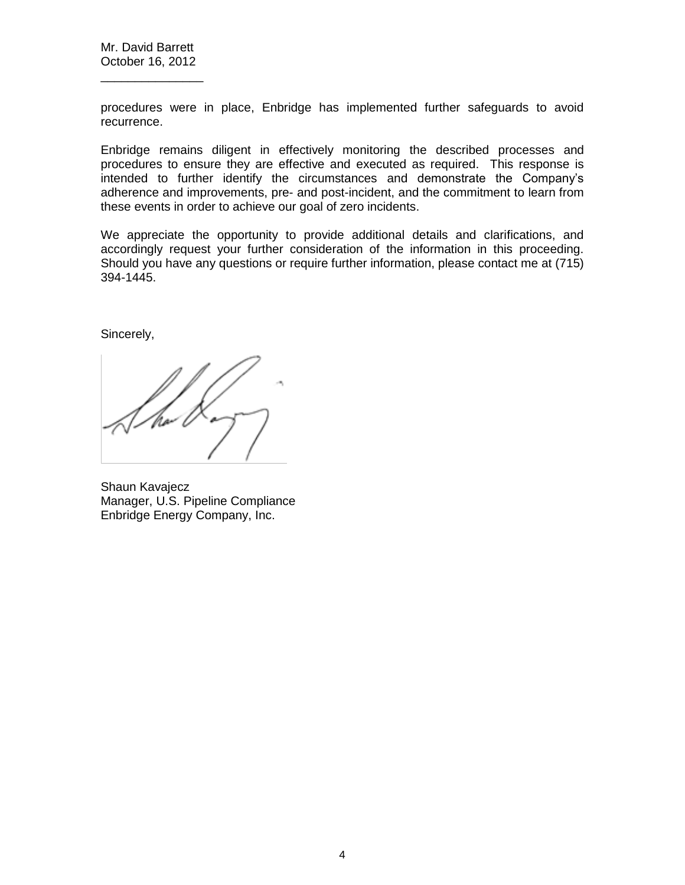procedures were in place, Enbridge has implemented further safeguards to avoid recurrence.

Enbridge remains diligent in effectively monitoring the described processes and procedures to ensure they are effective and executed as required. This response is intended to further identify the circumstances and demonstrate the Company's adherence and improvements, pre- and post-incident, and the commitment to learn from these events in order to achieve our goal of zero incidents.

We appreciate the opportunity to provide additional details and clarifications, and accordingly request your further consideration of the information in this proceeding. Should you have any questions or require further information, please contact me at (715) 394-1445.

Sincerely,

Shaun Kavajecz
Manager, U.S. Pipeline Compliance
Enbridge Energy Company, Inc.